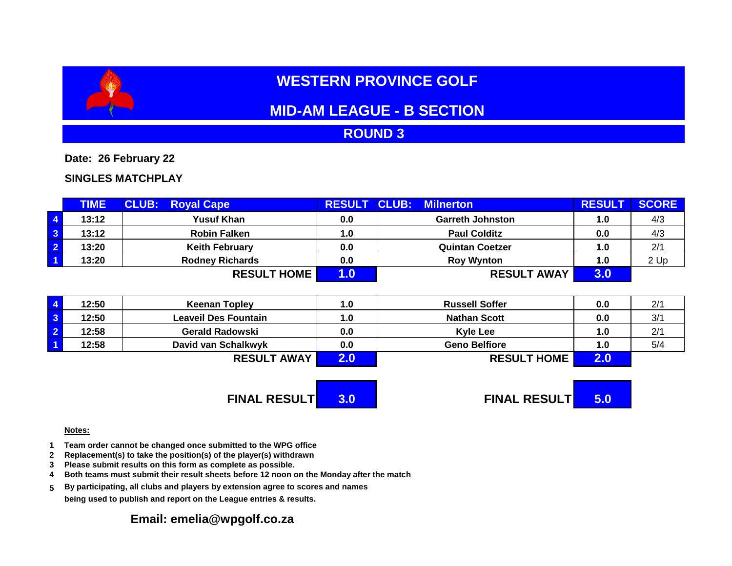# WESTERN PROVINCE GOLF

## MID-AM LEAGUE - B SECTION

## ROUND 3

**Date: 26 February 22**

**SINGLES MATCHPLAY**

| | TIME | CLUB: Royal Cape | RESULT | CLUB: Milnerton | RESULT | SCORE |
|---|---|---|---|---|---|---|
| 4 | 13:12 | Yusuf Khan | 0.0 | Garreth Johnston | 1.0 | 4/3 |
| 3 | 13:12 | Robin Falken | 1.0 | Paul Colditz | 0.0 | 4/3 |
| 2 | 13:20 | Keith February | 0.0 | Quintan Coetzer | 1.0 | 2/1 |
| 1 | 13:20 | Rodney Richards | 0.0 | Roy Wynton | 1.0 | 2 Up |
| | | **RESULT HOME** | **1.0** | **RESULT AWAY** | **3.0** | |

| | TIME | | RESULT | | RESULT | SCORE |
|---|---|---|---|---|---|---|
| 4 | 12:50 | Keenan Topley | 1.0 | Russell Soffer | 0.0 | 2/1 |
| 3 | 12:50 | Leaveil Des Fountain | 1.0 | Nathan Scott | 0.0 | 3/1 |
| 2 | 12:58 | Gerald Radowski | 0.0 | Kyle Lee | 1.0 | 2/1 |
| 1 | 12:58 | David van Schalkwyk | 0.0 | Geno Belfiore | 1.0 | 5/4 |
| | | **RESULT AWAY** | **2.0** | **RESULT HOME** | **2.0** | |

| | | | |
|---|---|---|---|
| **FINAL RESULT** | **3.0** | **FINAL RESULT** | **5.0** |

**Notes:**

1. **Team order cannot be changed once submitted to the WPG office**
2. **Replacement(s) to take the position(s) of the player(s) withdrawn**
3. **Please submit results on this form as complete as possible.**
4. **Both teams must submit their result sheets before 12 noon on the Monday after the match**
5. **By participating, all clubs and players by extension agree to scores and names being used to publish and report on the League entries & results.**

**Email: emelia@wpgolf.co.za**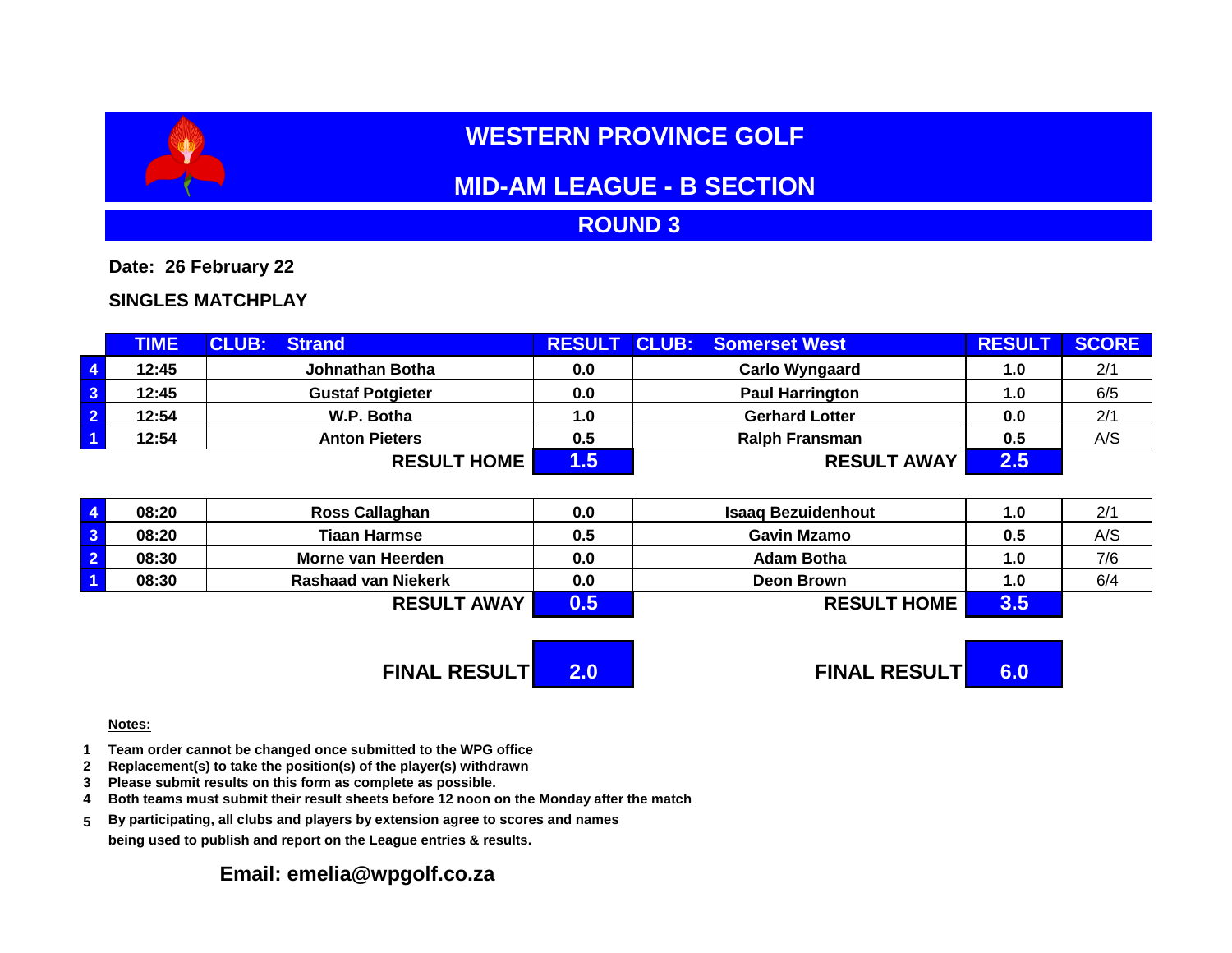# WESTERN PROVINCE GOLF

## MID-AM LEAGUE - B SECTION

## ROUND 3

**Date: 26 February 22**

**SINGLES MATCHPLAY**

| | TIME | CLUB: Strand | RESULT | CLUB: Somerset West | RESULT | SCORE |
|---|---|---|---|---|---|---|
| 4 | 12:45 | Johnathan Botha | 0.0 | Carlo Wyngaard | 1.0 | 2/1 |
| 3 | 12:45 | Gustaf Potgieter | 0.0 | Paul Harrington | 1.0 | 6/5 |
| 2 | 12:54 | W.P. Botha | 1.0 | Gerhard Lotter | 0.0 | 2/1 |
| 1 | 12:54 | Anton Pieters | 0.5 | Ralph Fransman | 0.5 | A/S |
| | | RESULT HOME | 1.5 | RESULT AWAY | 2.5 | |

| | TIME | | RESULT | | RESULT | SCORE |
|---|---|---|---|---|---|---|
| 4 | 08:20 | Ross Callaghan | 0.0 | Isaaq Bezuidenhout | 1.0 | 2/1 |
| 3 | 08:20 | Tiaan Harmse | 0.5 | Gavin Mzamo | 0.5 | A/S |
| 2 | 08:30 | Morne van Heerden | 0.0 | Adam Botha | 1.0 | 7/6 |
| 1 | 08:30 | Rashaad van Niekerk | 0.0 | Deon Brown | 1.0 | 6/4 |
| | | RESULT AWAY | 0.5 | RESULT HOME | 3.5 | |

| | | | |
|---|---|---|---|
| FINAL RESULT | 2.0 | FINAL RESULT | 6.0 |

**Notes:**

1. Team order cannot be changed once submitted to the WPG office
2. Replacement(s) to take the position(s) of the player(s) withdrawn
3. Please submit results on this form as complete as possible.
4. Both teams must submit their result sheets before 12 noon on the Monday after the match
5. By participating, all clubs and players by extension agree to scores and names being used to publish and report on the League entries & results.

**Email: emelia@wpgolf.co.za**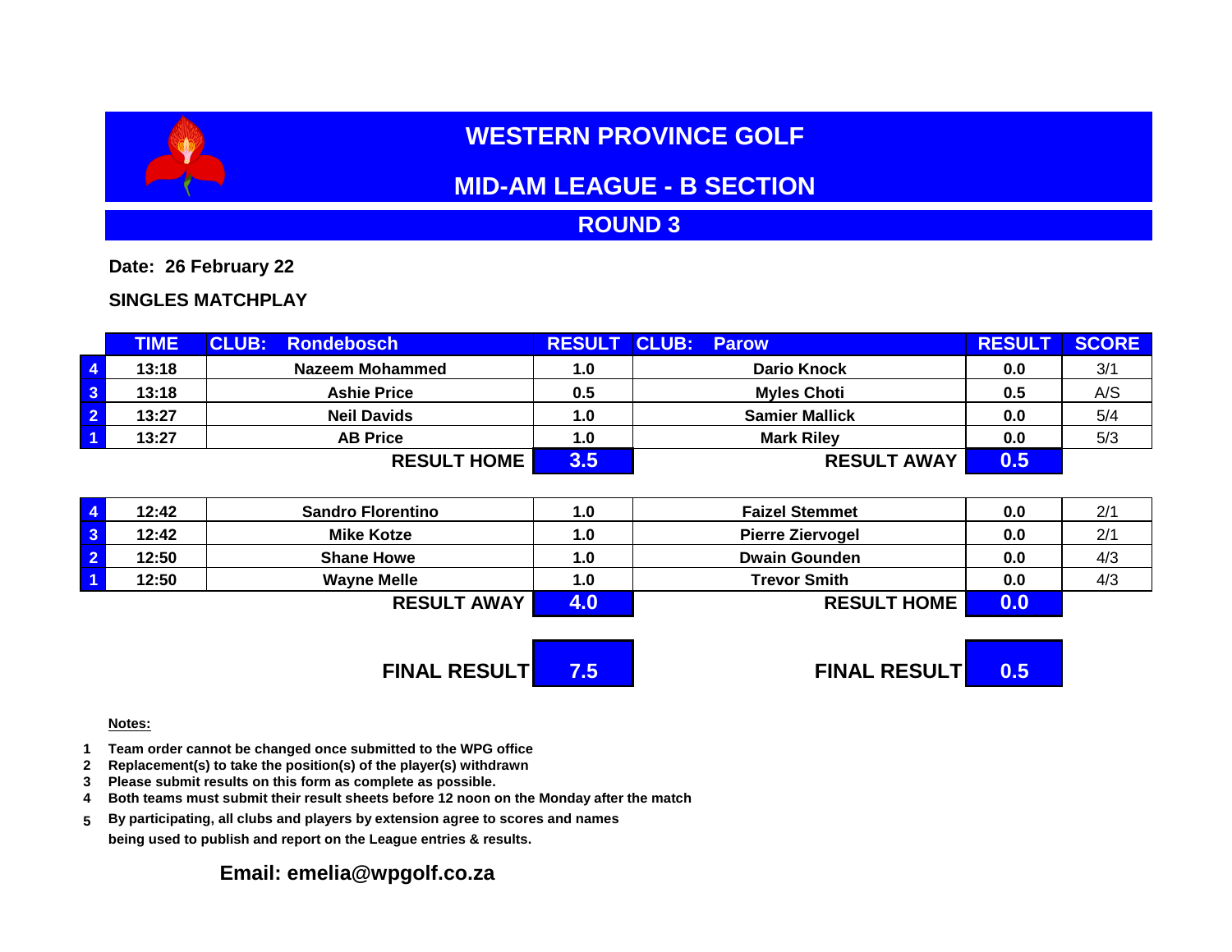# WESTERN PROVINCE GOLF

## MID-AM LEAGUE - B SECTION

## ROUND 3

**Date: 26 February 22**

**SINGLES MATCHPLAY**

| | TIME | CLUB: Rondebosch | RESULT | CLUB: Parow | RESULT | SCORE |
|---|---|---|---|---|---|---|
| 4 | 13:18 | Nazeem Mohammed | 1.0 | Dario Knock | 0.0 | 3/1 |
| 3 | 13:18 | Ashie Price | 0.5 | Myles Choti | 0.5 | A/S |
| 2 | 13:27 | Neil Davids | 1.0 | Samier Mallick | 0.0 | 5/4 |
| 1 | 13:27 | AB Price | 1.0 | Mark Riley | 0.0 | 5/3 |
| | | RESULT HOME | 3.5 | RESULT AWAY | 0.5 | |

| | | | | | | |
|---|---|---|---|---|---|---|
| 4 | 12:42 | Sandro Florentino | 1.0 | Faizel Stemmet | 0.0 | 2/1 |
| 3 | 12:42 | Mike Kotze | 1.0 | Pierre Ziervogel | 0.0 | 2/1 |
| 2 | 12:50 | Shane Howe | 1.0 | Dwain Gounden | 0.0 | 4/3 |
| 1 | 12:50 | Wayne Melle | 1.0 | Trevor Smith | 0.0 | 4/3 |
| | | RESULT AWAY | 4.0 | RESULT HOME | 0.0 | |

| | | | |
|---|---|---|---|
| FINAL RESULT | 7.5 | FINAL RESULT | 0.5 |

**Notes:**

1. Team order cannot be changed once submitted to the WPG office
2. Replacement(s) to take the position(s) of the player(s) withdrawn
3. Please submit results on this form as complete as possible.
4. Both teams must submit their result sheets before 12 noon on the Monday after the match
5. By participating, all clubs and players by extension agree to scores and names being used to publish and report on the League entries & results.

**Email: emelia@wpgolf.co.za**